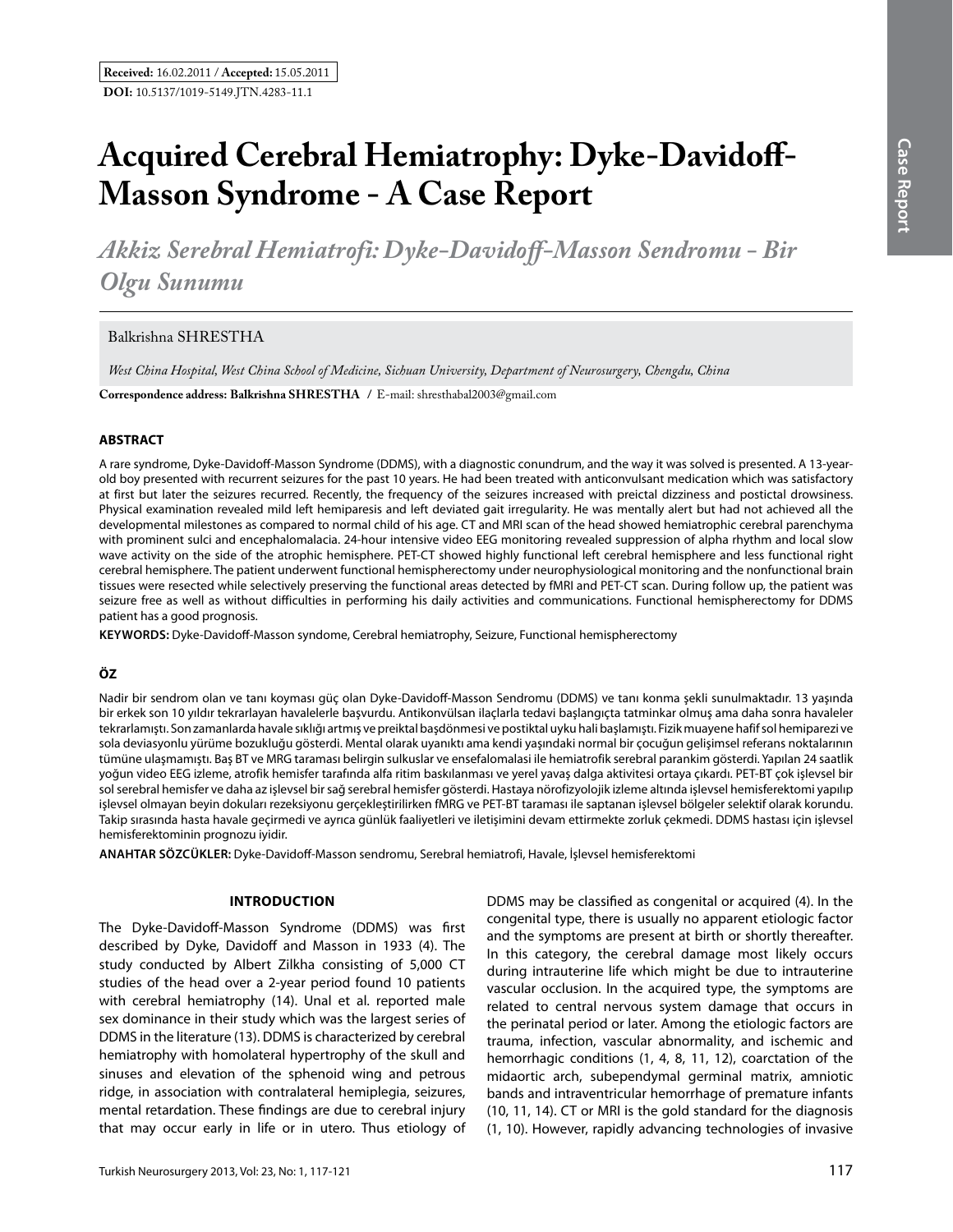**Received:** 16.02.2011 / **Accepted:** 15.05.2011

**DOI:** 10.5137/1019-5149.JTN.4283-11.1

# Acquired Cerebral Hemiatrophy: Dyke-Davidoff-Masson Syndrome - A Case Report

## *Akkiz Serebral Hemiatrofi: Dyke-Davidoff-Masson Sendromu - Bir Olgu Sunumu*

Balkrishna SHRESTHA

*West China Hospital, West China School of Medicine, Sichuan University, Department of Neurosurgery, Chengdu, China*

**Correspondence address: Balkrishna SHRESTHA** / E-mail: shresthabal2003@gmail.com

### ABSTRACT

A rare syndrome, Dyke-Davidoff-Masson Syndrome (DDMS), with a diagnostic conundrum, and the way it was solved is presented. A 13-year-old boy presented with recurrent seizures for the past 10 years. He had been treated with anticonvulsant medication which was satisfactory at first but later the seizures recurred. Recently, the frequency of the seizures increased with preictal dizziness and postictal drowsiness. Physical examination revealed mild left hemiparesis and left deviated gait irregularity. He was mentally alert but had not achieved all the developmental milestones as compared to normal child of his age. CT and MRI scan of the head showed hemiatrophic cerebral parenchyma with prominent sulci and encephalomalacia. 24-hour intensive video EEG monitoring revealed suppression of alpha rhythm and local slow wave activity on the side of the atrophic hemisphere. PET-CT showed highly functional left cerebral hemisphere and less functional right cerebral hemisphere. The patient underwent functional hemispherectomy under neurophysiological monitoring and the nonfunctional brain tissues were resected while selectively preserving the functional areas detected by fMRI and PET-CT scan. During follow up, the patient was seizure free as well as without difficulties in performing his daily activities and communications. Functional hemispherectomy for DDMS patient has a good prognosis.

**KEYWORDS:** Dyke-Davidoff-Masson syndome, Cerebral hemiatrophy, Seizure, Functional hemispherectomy

### ÖZ

Nadir bir sendrom olan ve tanı koyması güç olan Dyke-Davidoff-Masson Sendromu (DDMS) ve tanı konma şekli sunulmaktadır. 13 yaşında bir erkek son 10 yıldır tekrarlayan havalelerle başvurdu. Antikonvülsan ilaçlarla tedavi başlangıçta tatminkar olmuş ama daha sonra havaleler tekrarlamıştı. Son zamanlarda havale sıklığı artmış ve preiktal başdönmesi ve postiktal uyku hali başlamıştı. Fizik muayene hafif sol hemiparezi ve sola deviasyonlu yürüme bozukluğu gösterdi. Mental olarak uyanıktı ama kendi yaşındaki normal bir çocuğun gelişimsel referans noktalarının tümüne ulaşmamıştı. Baş BT ve MRG taraması belirgin sulkuslar ve ensefalomalazi ile hemiatrofik serebral parankim gösterdi. Yapılan 24 saatlik yoğun video EEG izleme, atrofik hemisfer tarafında alfa ritim baskılanması ve yerel yavaş dalga aktivitesi ortaya çıkardı. PET-BT çok işlevsel bir sol serebral hemisfer ve daha az işlevsel bir sağ serebral hemisfer gösterdi. Hastaya nörofizyolojik izleme altında işlevsel hemisferektomi yapılıp işlevsel olmayan beyin dokuları rezeksiyonu gerçekleştirilirken fMRG ve PET-BT taraması ile saptanan işlevsel bölgeler selektif olarak korundu. Takip sırasında hasta havale geçirmedi ve ayrıca günlük faaliyetleri ve iletişimini devam ettirmekte zorluk çekmedi. DDMS hastası için işlevsel hemisferektominin prognozu iyidir.

**ANAHTAR SÖZCÜKLER:** Dyke-Davidoff-Masson sendromu, Serebral hemiatrofi, Havale, İşlevsel hemisferektomi

### INTRODUCTION

The Dyke-Davidoff-Masson Syndrome (DDMS) was first described by Dyke, Davidoff and Masson in 1933 (4). The study conducted by Albert Zilkha consisting of 5,000 CT studies of the head over a 2-year period found 10 patients with cerebral hemiatrophy (14). Unal et al. reported male sex dominance in their study which was the largest series of DDMS in the literature (13). DDMS is characterized by cerebral hemiatrophy with homolateral hypertrophy of the skull and sinuses and elevation of the sphenoid wing and petrous ridge, in association with contralateral hemiplegia, seizures, mental retardation. These findings are due to cerebral injury that may occur early in life or in utero. Thus etiology of DDMS may be classified as congenital or acquired (4). In the congenital type, there is usually no apparent etiologic factor and the symptoms are present at birth or shortly thereafter. In this category, the cerebral damage most likely occurs during intrauterine life which might be due to intrauterine vascular occlusion. In the acquired type, the symptoms are related to central nervous system damage that occurs in the perinatal period or later. Among the etiologic factors are trauma, infection, vascular abnormality, and ischemic and hemorrhagic conditions (1, 4, 8, 11, 12), coarctation of the midaortic arch, subependymal germinal matrix, amniotic bands and intraventricular hemorrhage of premature infants (10, 11, 14). CT or MRI is the gold standard for the diagnosis (1, 10). However, rapidly advancing technologies of invasive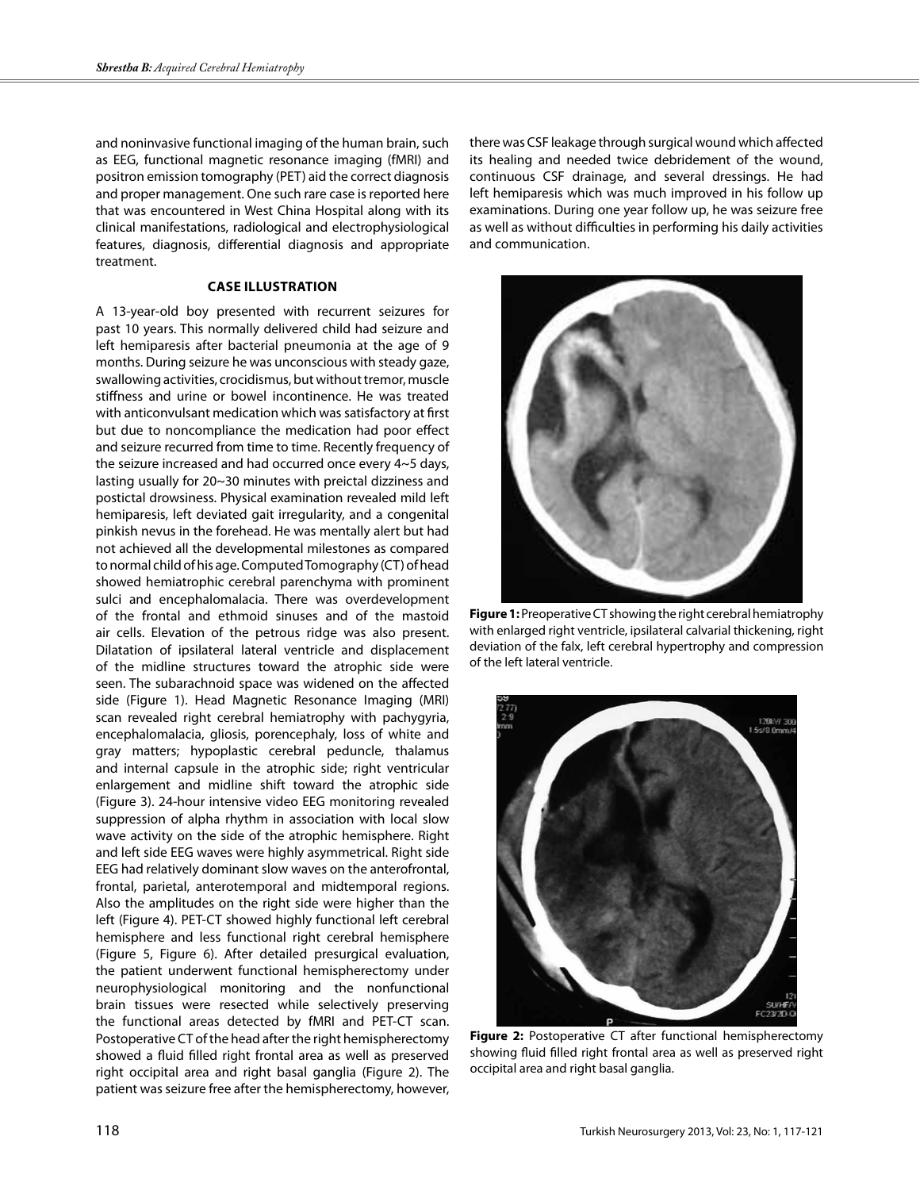and noninvasive functional imaging of the human brain, such as EEG, functional magnetic resonance imaging (fMRI) and positron emission tomography (PET) aid the correct diagnosis and proper management. One such rare case is reported here that was encountered in West China Hospital along with its clinical manifestations, radiological and electrophysiological features, diagnosis, differential diagnosis and appropriate treatment.

## CASE ILLUSTRATION

A 13-year-old boy presented with recurrent seizures for past 10 years. This normally delivered child had seizure and left hemiparesis after bacterial pneumonia at the age of 9 months. During seizure he was unconscious with steady gaze, swallowing activities, crocidismus, but without tremor, muscle stiffness and urine or bowel incontinence. He was treated with anticonvulsant medication which was satisfactory at first but due to noncompliance the medication had poor effect and seizure recurred from time to time. Recently frequency of the seizure increased and had occurred once every 4~5 days, lasting usually for 20~30 minutes with preictal dizziness and postictal drowsiness. Physical examination revealed mild left hemiparesis, left deviated gait irregularity, and a congenital pinkish nevus in the forehead. He was mentally alert but had not achieved all the developmental milestones as compared to normal child of his age. Computed Tomography (CT) of head showed hemiatrophic cerebral parenchyma with prominent sulci and encephalomalacia. There was overdevelopment of the frontal and ethmoid sinuses and of the mastoid air cells. Elevation of the petrous ridge was also present. Dilatation of ipsilateral lateral ventricle and displacement of the midline structures toward the atrophic side were seen. The subarachnoid space was widened on the affected side (Figure 1). Head Magnetic Resonance Imaging (MRI) scan revealed right cerebral hemiatrophy with pachygyria, encephalomalacia, gliosis, porencephaly, loss of white and gray matters; hypoplastic cerebral peduncle, thalamus and internal capsule in the atrophic side; right ventricular enlargement and midline shift toward the atrophic side (Figure 3). 24-hour intensive video EEG monitoring revealed suppression of alpha rhythm in association with local slow wave activity on the side of the atrophic hemisphere. Right and left side EEG waves were highly asymmetrical. Right side EEG had relatively dominant slow waves on the anterofrontal, frontal, parietal, anterotemporal and midtemporal regions. Also the amplitudes on the right side were higher than the left (Figure 4). PET-CT showed highly functional left cerebral hemisphere and less functional right cerebral hemisphere (Figure 5, Figure 6). After detailed presurgical evaluation, the patient underwent functional hemispherectomy under neurophysiological monitoring and the nonfunctional brain tissues were resected while selectively preserving the functional areas detected by fMRI and PET-CT scan. Postoperative CT of the head after the right hemispherectomy showed a fluid filled right frontal area as well as preserved right occipital area and right basal ganglia (Figure 2). The patient was seizure free after the hemispherectomy, however, there was CSF leakage through surgical wound which affected its healing and needed twice debridement of the wound, continuous CSF drainage, and several dressings. He had left hemiparesis which was much improved in his follow up examinations. During one year follow up, he was seizure free as well as without difficulties in performing his daily activities and communication.

**Figure 1:** Preoperative CT showing the right cerebral hemiatrophy with enlarged right ventricle, ipsilateral calvarial thickening, right deviation of the falx, left cerebral hypertrophy and compression of the left lateral ventricle.

**Figure 2:** Postoperative CT after functional hemispherectomy showing fluid filled right frontal area as well as preserved right occipital area and right basal ganglia.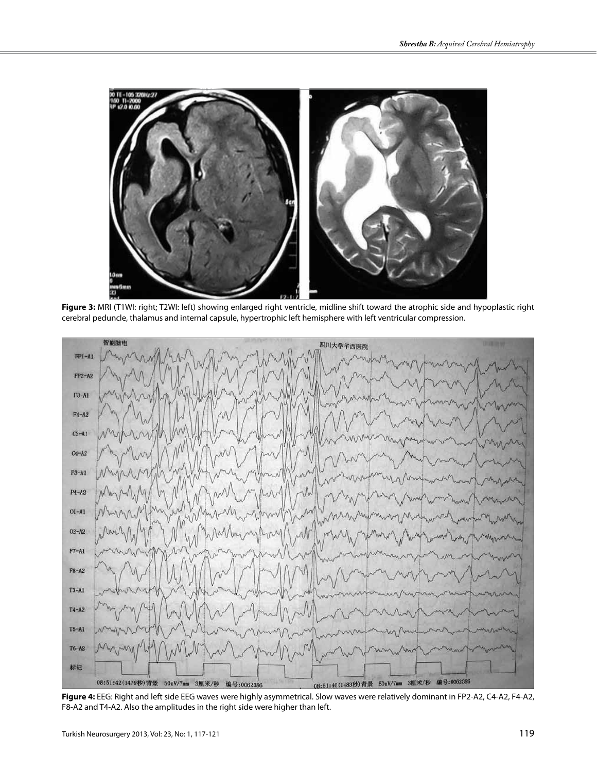**Figure 3:** MRI (T1WI: right; T2WI: left) showing enlarged right ventricle, midline shift toward the atrophic side and hypoplastic right cerebral peduncle, thalamus and internal capsule, hypertrophic left hemisphere with left ventricular compression.

**Figure 4:** EEG: Right and left side EEG waves were highly asymmetrical. Slow waves were relatively dominant in FP2-A2, C4-A2, F4-A2, F8-A2 and T4-A2. Also the amplitudes in the right side were higher than left.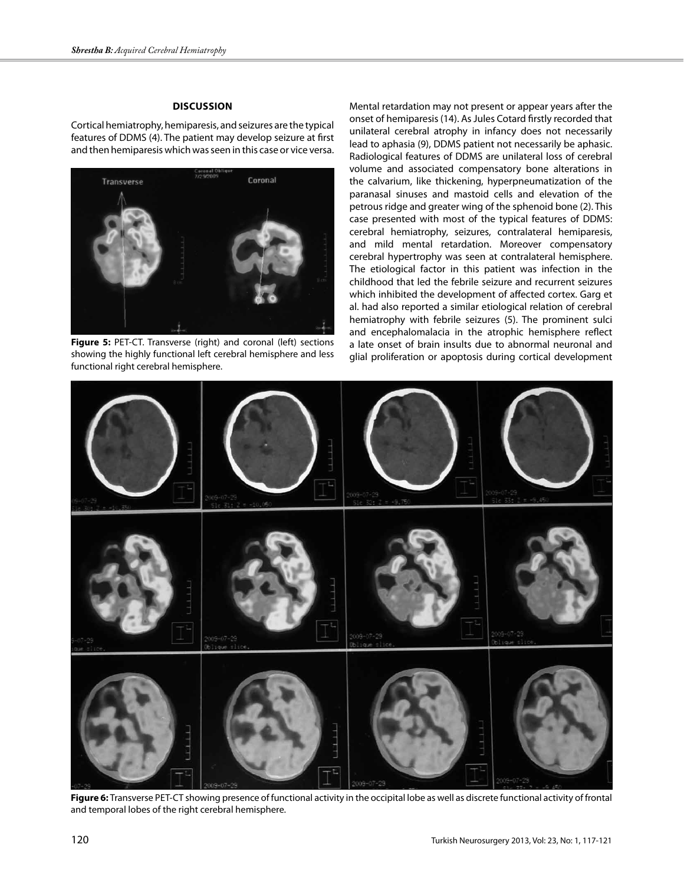## DISCUSSION

Cortical hemiatrophy, hemiparesis, and seizures are the typical features of DDMS (4). The patient may develop seizure at first and then hemiparesis which was seen in this case or vice versa.

**Figure 5:** PET-CT. Transverse (right) and coronal (left) sections showing the highly functional left cerebral hemisphere and less functional right cerebral hemisphere.

Mental retardation may not present or appear years after the onset of hemiparesis (14). As Jules Cotard firstly recorded that unilateral cerebral atrophy in infancy does not necessarily lead to aphasia (9), DDMS patient not necessarily be aphasic. Radiological features of DDMS are unilateral loss of cerebral volume and associated compensatory bone alterations in the calvarium, like thickening, hyperpneumatization of the paranasal sinuses and mastoid cells and elevation of the petrous ridge and greater wing of the sphenoid bone (2). This case presented with most of the typical features of DDMS: cerebral hemiatrophy, seizures, contralateral hemiparesis, and mild mental retardation. Moreover compensatory cerebral hypertrophy was seen at contralateral hemisphere. The etiological factor in this patient was infection in the childhood that led the febrile seizure and recurrent seizures which inhibited the development of affected cortex. Garg et al. had also reported a similar etiological relation of cerebral hemiatrophy with febrile seizures (5). The prominent sulci and encephalomalacia in the atrophic hemisphere reflect a late onset of brain insults due to abnormal neuronal and glial proliferation or apoptosis during cortical development

**Figure 6:** Transverse PET-CT showing presence of functional activity in the occipital lobe as well as discrete functional activity of frontal and temporal lobes of the right cerebral hemisphere.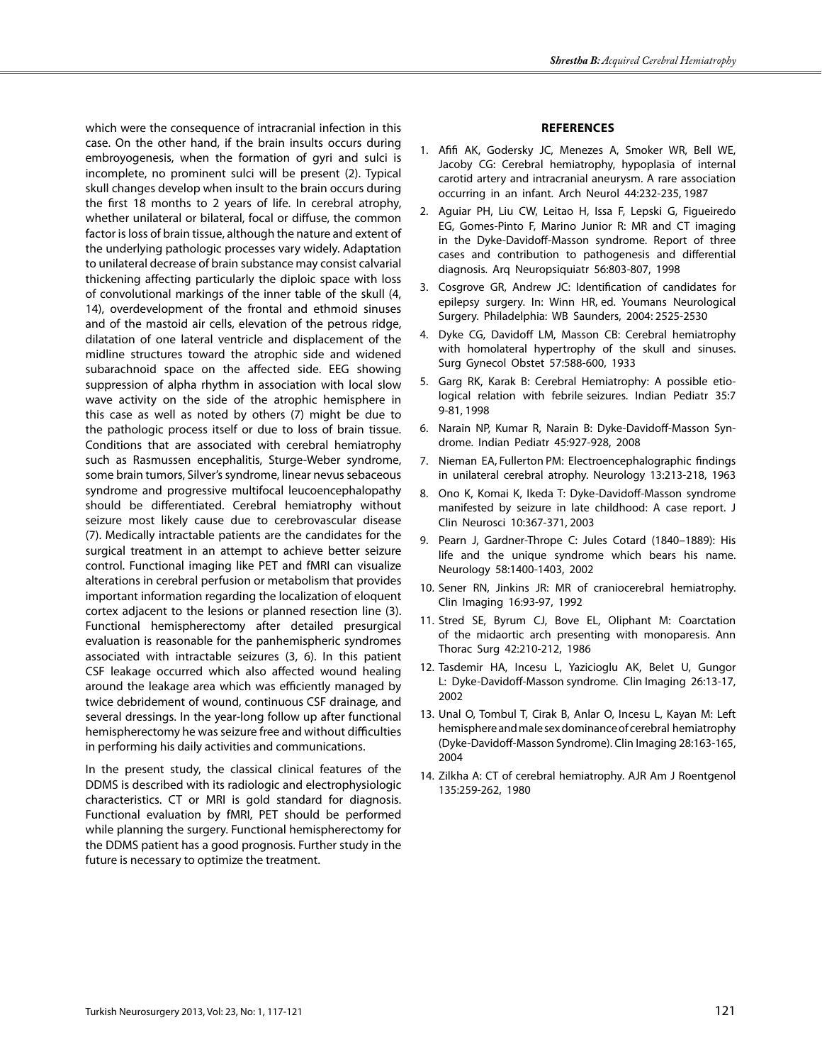which were the consequence of intracranial infection in this case. On the other hand, if the brain insults occurs during embroyogenesis, when the formation of gyri and sulci is incomplete, no prominent sulci will be present (2). Typical skull changes develop when insult to the brain occurs during the first 18 months to 2 years of life. In cerebral atrophy, whether unilateral or bilateral, focal or diffuse, the common factor is loss of brain tissue, although the nature and extent of the underlying pathologic processes vary widely. Adaptation to unilateral decrease of brain substance may consist calvarial thickening affecting particularly the diploic space with loss of convolutional markings of the inner table of the skull (4, 14), overdevelopment of the frontal and ethmoid sinuses and of the mastoid air cells, elevation of the petrous ridge, dilatation of one lateral ventricle and displacement of the midline structures toward the atrophic side and widened subarachnoid space on the affected side. EEG showing suppression of alpha rhythm in association with local slow wave activity on the side of the atrophic hemisphere in this case as well as noted by others (7) might be due to the pathologic process itself or due to loss of brain tissue. Conditions that are associated with cerebral hemiatrophy such as Rasmussen encephalitis, Sturge-Weber syndrome, some brain tumors, Silver's syndrome, linear nevus sebaceous syndrome and progressive multifocal leucoencephalopathy should be differentiated. Cerebral hemiatrophy without seizure most likely cause due to cerebrovascular disease (7). Medically intractable patients are the candidates for the surgical treatment in an attempt to achieve better seizure control. Functional imaging like PET and fMRI can visualize alterations in cerebral perfusion or metabolism that provides important information regarding the localization of eloquent cortex adjacent to the lesions or planned resection line (3). Functional hemispherectomy after detailed presurgical evaluation is reasonable for the panhemispheric syndromes associated with intractable seizures (3, 6). In this patient CSF leakage occurred which also affected wound healing around the leakage area which was efficiently managed by twice debridement of wound, continuous CSF drainage, and several dressings. In the year-long follow up after functional hemispherectomy he was seizure free and without difficulties in performing his daily activities and communications.

In the present study, the classical clinical features of the DDMS is described with its radiologic and electrophysiologic characteristics. CT or MRI is gold standard for diagnosis. Functional evaluation by fMRI, PET should be performed while planning the surgery. Functional hemispherectomy for the DDMS patient has a good prognosis. Further study in the future is necessary to optimize the treatment.

## REFERENCES

1. Afifi AK, Godersky JC, Menezes A, Smoker WR, Bell WE, Jacoby CG: Cerebral hemiatrophy, hypoplasia of internal carotid artery and intracranial aneurysm. A rare association occurring in an infant. Arch Neurol 44:232-235, 1987
2. Aguiar PH, Liu CW, Leitao H, Issa F, Lepski G, Figueiredo EG, Gomes-Pinto F, Marino Junior R: MR and CT imaging in the Dyke-Davidoff-Masson syndrome. Report of three cases and contribution to pathogenesis and differential diagnosis. Arq Neuropsiquiatr 56:803-807, 1998
3. Cosgrove GR, Andrew JC: Identification of candidates for epilepsy surgery. In: Winn HR, ed. Youmans Neurological Surgery. Philadelphia: WB Saunders, 2004: 2525-2530
4. Dyke CG, Davidoff LM, Masson CB: Cerebral hemiatrophy with homolateral hypertrophy of the skull and sinuses. Surg Gynecol Obstet 57:588-600, 1933
5. Garg RK, Karak B: Cerebral Hemiatrophy: A possible etiological relation with febrile seizures. Indian Pediatr 35:7 9-81, 1998
6. Narain NP, Kumar R, Narain B: Dyke-Davidoff-Masson Syndrome. Indian Pediatr 45:927-928, 2008
7. Nieman EA, Fullerton PM: Electroencephalographic findings in unilateral cerebral atrophy. Neurology 13:213-218, 1963
8. Ono K, Komai K, Ikeda T: Dyke-Davidoff-Masson syndrome manifested by seizure in late childhood: A case report. J Clin Neurosci 10:367-371, 2003
9. Pearn J, Gardner-Thrope C: Jules Cotard (1840–1889): His life and the unique syndrome which bears his name. Neurology 58:1400-1403, 2002
10. Sener RN, Jinkins JR: MR of craniocerebral hemiatrophy. Clin Imaging 16:93-97, 1992
11. Stred SE, Byrum CJ, Bove EL, Oliphant M: Coarctation of the midaortic arch presenting with monoparesis. Ann Thorac Surg 42:210-212, 1986
12. Tasdemir HA, Incesu L, Yazicioglu AK, Belet U, Gungor L: Dyke-Davidoff-Masson syndrome. Clin Imaging 26:13-17, 2002
13. Unal O, Tombul T, Cirak B, Anlar O, Incesu L, Kayan M: Left hemisphere and male sex dominance of cerebral hemiatrophy (Dyke-Davidoff-Masson Syndrome). Clin Imaging 28:163-165, 2004
14. Zilkha A: CT of cerebral hemiatrophy. AJR Am J Roentgenol 135:259-262, 1980